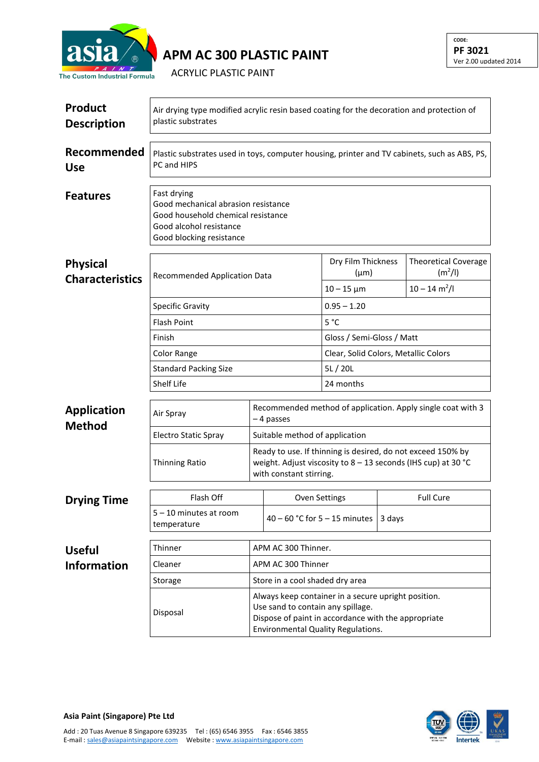asia PAINT

The Custom Industrial Formula

# APM AC 300 PLASTIC PAINT

ACRYLIC PLASTIC PAINT

CODE:
**PF 3021**
Ver 2.00 updated 2014

## Product Description

Air drying type modified acrylic resin based coating for the decoration and protection of plastic substrates

## Recommended Use

Plastic substrates used in toys, computer housing, printer and TV cabinets, such as ABS, PS, PC and HIPS

## Features

Fast drying
Good mechanical abrasion resistance
Good household chemical resistance
Good alcohol resistance
Good blocking resistance

## Physical Characteristics

| Recommended Application Data | Dry Film Thickness (µm) | Theoretical Coverage ($m^2$/l) |
|---|---|---|
| | 10 – 15 µm | 10 – 14 $m^2$/l |
| Specific Gravity | 0.95 – 1.20 | |
| Flash Point | 5 °C | |
| Finish | Gloss / Semi-Gloss / Matt | |
| Color Range | Clear, Solid Colors, Metallic Colors | |
| Standard Packing Size | 5L / 20L | |
| Shelf Life | 24 months | |

## Application Method

| | |
|---|---|
| Air Spray | Recommended method of application. Apply single coat with 3 – 4 passes |
| Electro Static Spray | Suitable method of application |
| Thinning Ratio | Ready to use. If thinning is desired, do not exceed 150% by weight. Adjust viscosity to 8 – 13 seconds (IHS cup) at 30 °C with constant stirring. |

## Drying Time

| Flash Off | Oven Settings | Full Cure |
|---|---|---|
| 5 – 10 minutes at room temperature | 40 – 60 °C for 5 – 15 minutes | 3 days |

## Useful Information

| | |
|---|---|
| Thinner | APM AC 300 Thinner. |
| Cleaner | APM AC 300 Thinner |
| Storage | Store in a cool shaded dry area |
| Disposal | Always keep container in a secure upright position.<br>Use sand to contain any spillage.<br>Dispose of paint in accordance with the appropriate Environmental Quality Regulations. |

**Asia Paint (Singapore) Pte Ltd**

Add : 20 Tuas Avenue 8 Singapore 639235 Tel : (65) 6546 3955 Fax : 6546 3855
E-mail : sales@asiapaintsingapore.com Website : www.asiapaintsingapore.com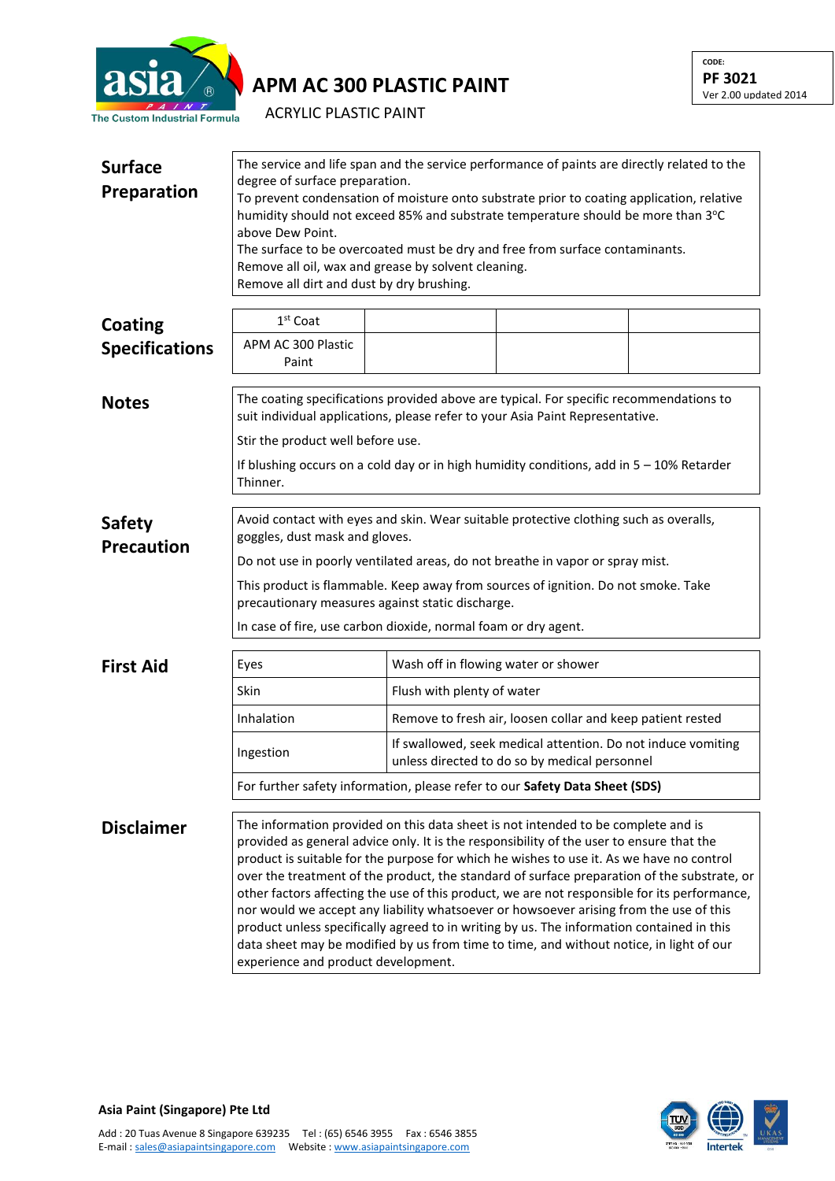# APM AC 300 PLASTIC PAINT

ACRYLIC PLASTIC PAINT

CODE:
**PF 3021**
Ver 2.00 updated 2014

## Surface Preparation

The service and life span and the service performance of paints are directly related to the degree of surface preparation.
To prevent condensation of moisture onto substrate prior to coating application, relative humidity should not exceed 85% and substrate temperature should be more than 3°C above Dew Point.
The surface to be overcoated must be dry and free from surface contaminants.
Remove all oil, wax and grease by solvent cleaning.
Remove all dirt and dust by dry brushing.

## Coating Specifications

| 1st Coat | | | |
|---|---|---|---|
| APM AC 300 Plastic Paint | | | |

## Notes

The coating specifications provided above are typical. For specific recommendations to suit individual applications, please refer to your Asia Paint Representative.

Stir the product well before use.

If blushing occurs on a cold day or in high humidity conditions, add in 5 – 10% Retarder Thinner.

## Safety Precaution

Avoid contact with eyes and skin. Wear suitable protective clothing such as overalls, goggles, dust mask and gloves.

Do not use in poorly ventilated areas, do not breathe in vapor or spray mist.

This product is flammable. Keep away from sources of ignition. Do not smoke. Take precautionary measures against static discharge.

In case of fire, use carbon dioxide, normal foam or dry agent.

## First Aid

| | |
|---|---|
| Eyes | Wash off in flowing water or shower |
| Skin | Flush with plenty of water |
| Inhalation | Remove to fresh air, loosen collar and keep patient rested |
| Ingestion | If swallowed, seek medical attention. Do not induce vomiting unless directed to do so by medical personnel |
| For further safety information, please refer to our **Safety Data Sheet (SDS)** | |

## Disclaimer

The information provided on this data sheet is not intended to be complete and is provided as general advice only. It is the responsibility of the user to ensure that the product is suitable for the purpose for which he wishes to use it. As we have no control over the treatment of the product, the standard of surface preparation of the substrate, or other factors affecting the use of this product, we are not responsible for its performance, nor would we accept any liability whatsoever or howsoever arising from the use of this product unless specifically agreed to in writing by us. The information contained in this data sheet may be modified by us from time to time, and without notice, in light of our experience and product development.

**Asia Paint (Singapore) Pte Ltd**

Add : 20 Tuas Avenue 8 Singapore 639235 Tel : (65) 6546 3955 Fax : 6546 3855
E-mail : sales@asiapaintsingapore.com Website : www.asiapaintsingapore.com